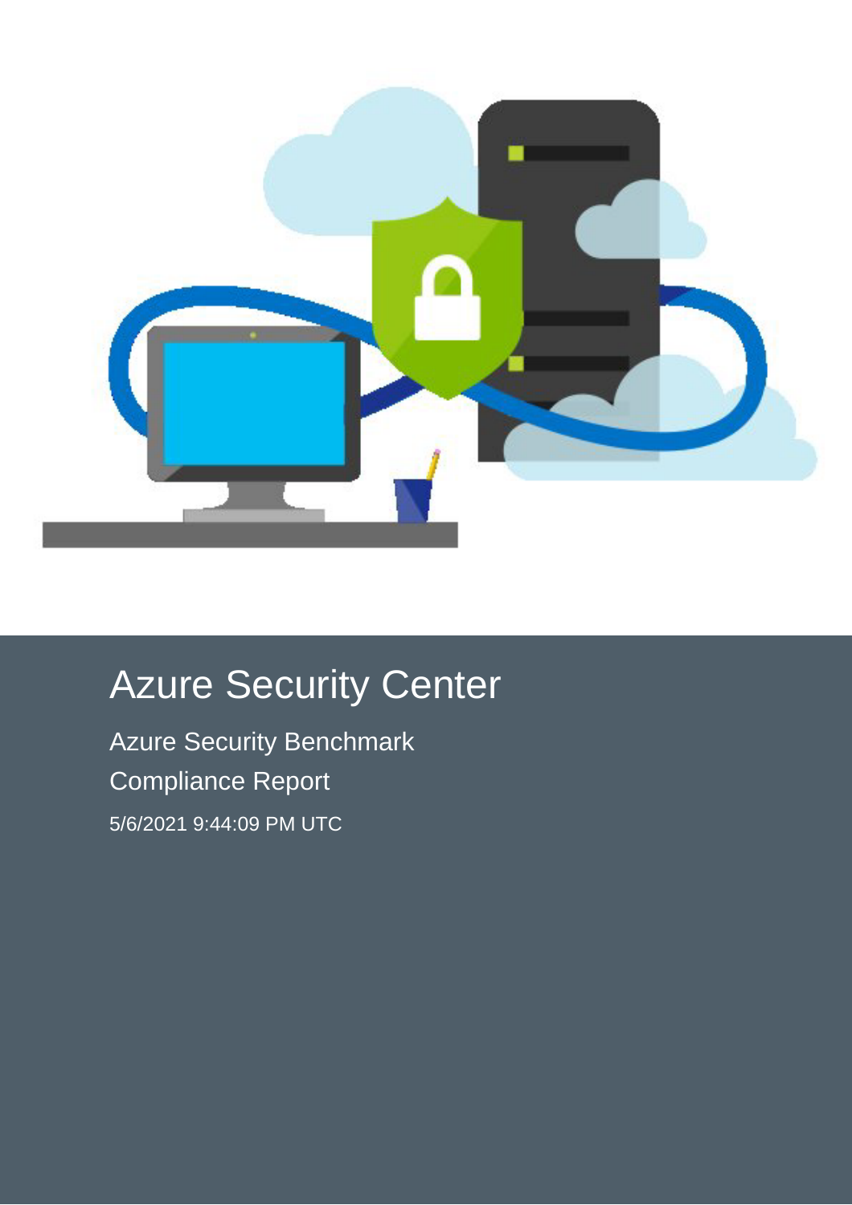# Azure Security Center

Azure Security Benchmark

Compliance Report

5/6/2021 9:44:09 PM UTC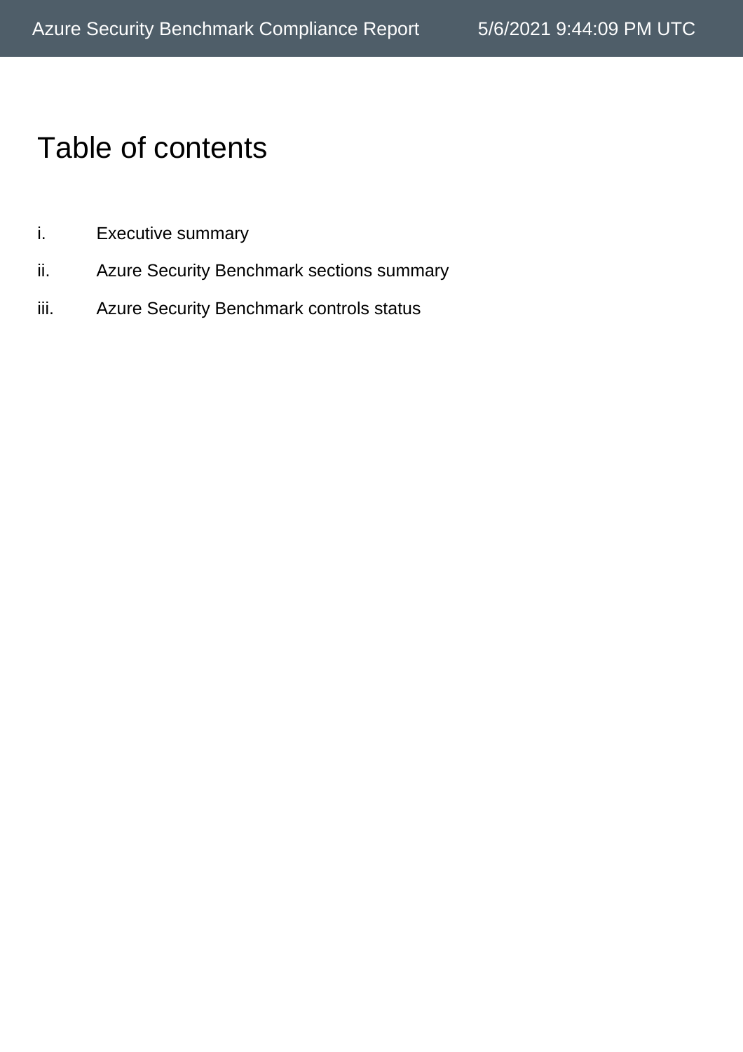# Table of contents

i. Executive summary

ii. Azure Security Benchmark sections summary

iii. Azure Security Benchmark controls status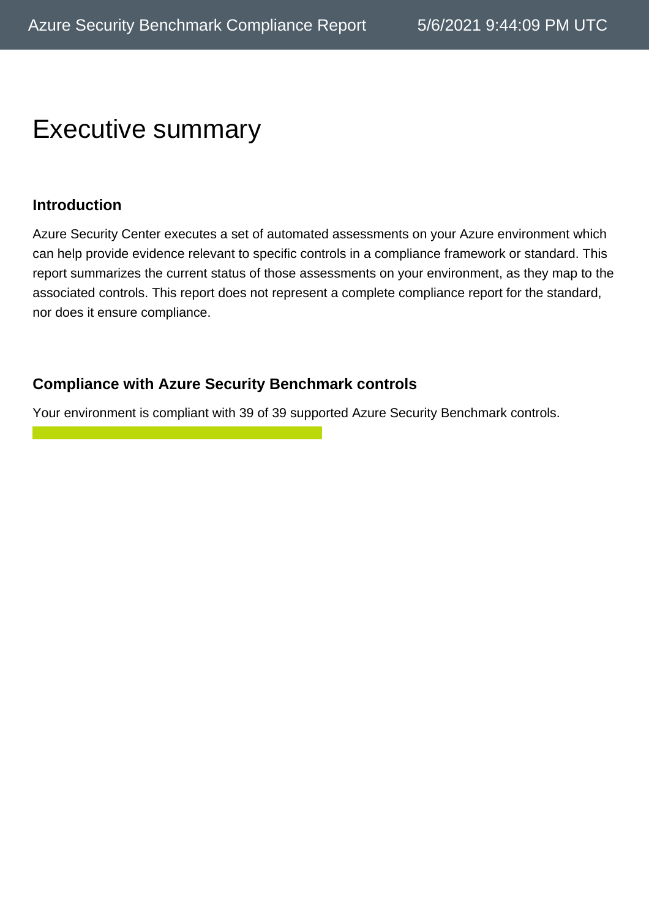# Executive summary

### Introduction

Azure Security Center executes a set of automated assessments on your Azure environment which can help provide evidence relevant to specific controls in a compliance framework or standard. This report summarizes the current status of those assessments on your environment, as they map to the associated controls. This report does not represent a complete compliance report for the standard, nor does it ensure compliance.

### Compliance with Azure Security Benchmark controls

Your environment is compliant with 39 of 39 supported Azure Security Benchmark controls.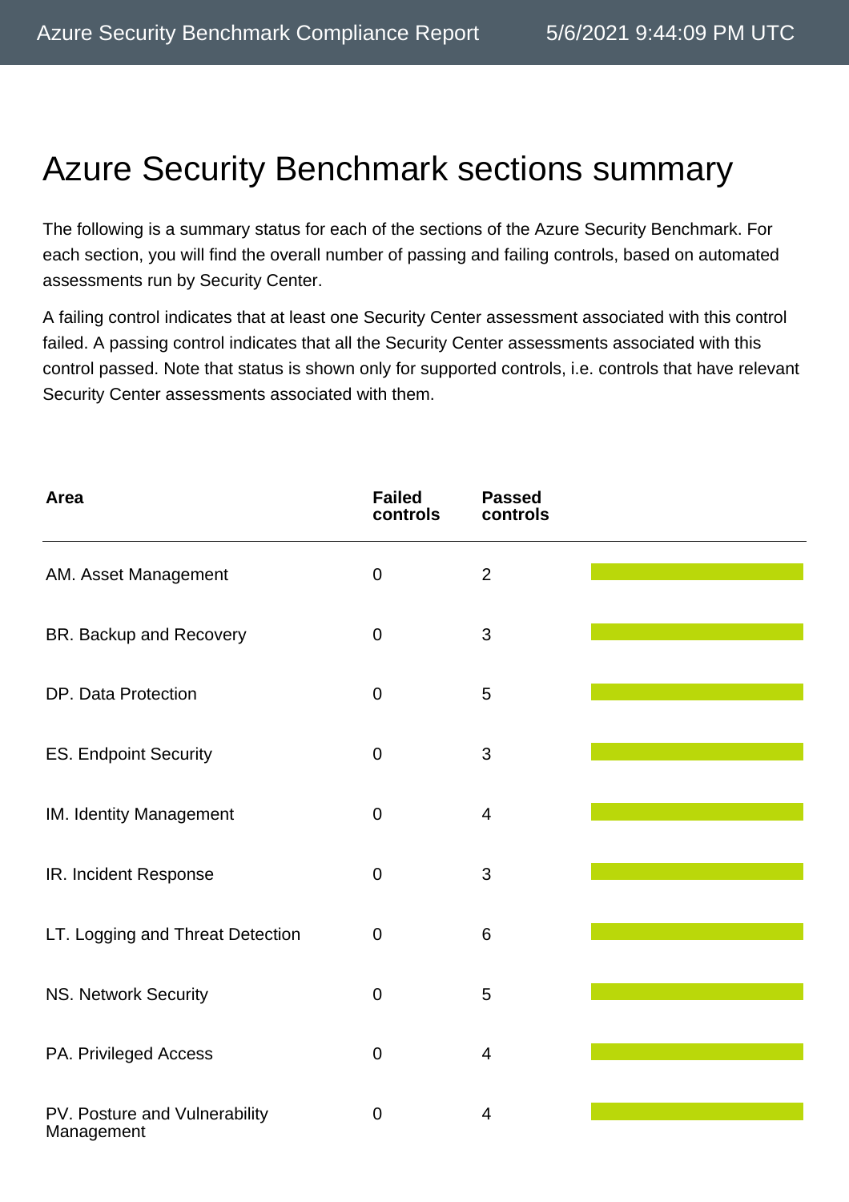# Azure Security Benchmark sections summary

The following is a summary status for each of the sections of the Azure Security Benchmark. For each section, you will find the overall number of passing and failing controls, based on automated assessments run by Security Center.

A failing control indicates that at least one Security Center assessment associated with this control failed. A passing control indicates that all the Security Center assessments associated with this control passed. Note that status is shown only for supported controls, i.e. controls that have relevant Security Center assessments associated with them.

| Area | Failed controls | Passed controls |
|---|---|---|
| AM. Asset Management | 0 | 2 |
| BR. Backup and Recovery | 0 | 3 |
| DP. Data Protection | 0 | 5 |
| ES. Endpoint Security | 0 | 3 |
| IM. Identity Management | 0 | 4 |
| IR. Incident Response | 0 | 3 |
| LT. Logging and Threat Detection | 0 | 6 |
| NS. Network Security | 0 | 5 |
| PA. Privileged Access | 0 | 4 |
| PV. Posture and Vulnerability Management | 0 | 4 |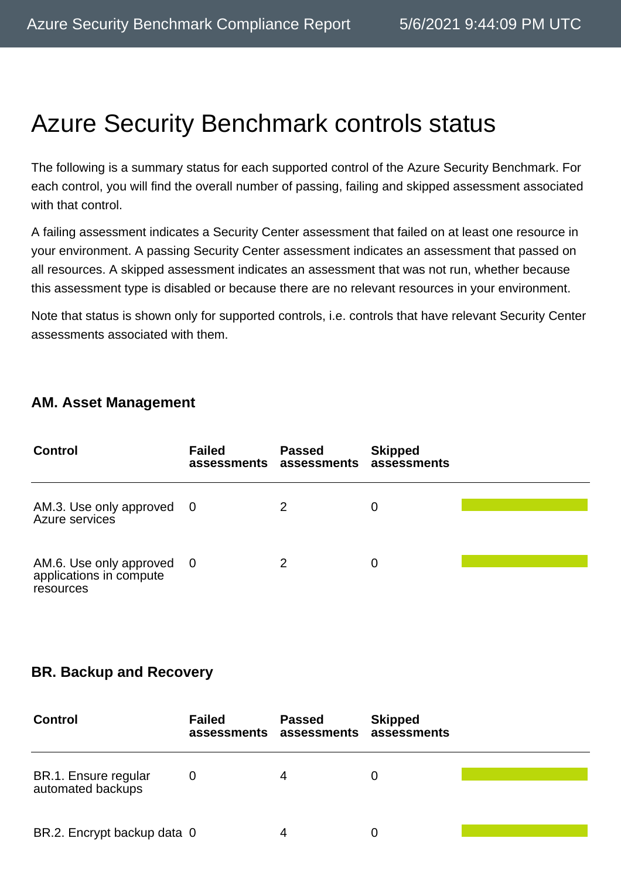# Azure Security Benchmark controls status

The following is a summary status for each supported control of the Azure Security Benchmark. For each control, you will find the overall number of passing, failing and skipped assessment associated with that control.

A failing assessment indicates a Security Center assessment that failed on at least one resource in your environment. A passing Security Center assessment indicates an assessment that passed on all resources. A skipped assessment indicates an assessment that was not run, whether because this assessment type is disabled or because there are no relevant resources in your environment.

Note that status is shown only for supported controls, i.e. controls that have relevant Security Center assessments associated with them.

### AM. Asset Management

| Control | Failed assessments | Passed assessments | Skipped assessments |
|---|---|---|---|
| AM.3. Use only approved Azure services | 0 | 2 | 0 |
| AM.6. Use only approved applications in compute resources | 0 | 2 | 0 |

### BR. Backup and Recovery

| Control | Failed assessments | Passed assessments | Skipped assessments |
|---|---|---|---|
| BR.1. Ensure regular automated backups | 0 | 4 | 0 |
| BR.2. Encrypt backup data | 0 | 4 | 0 |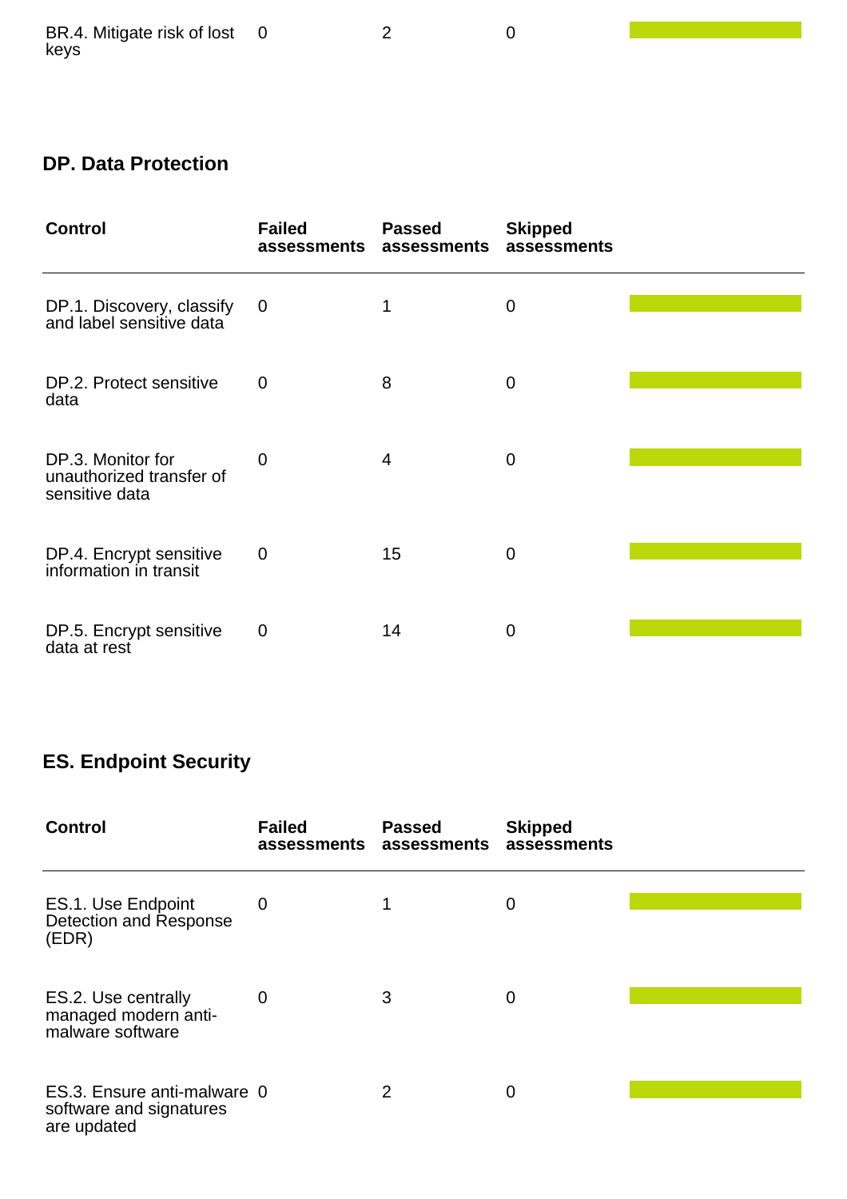| Control | Failed assessments | Passed assessments | Skipped assessments | |
|---|---|---|---|---|
| BR.4. Mitigate risk of lost keys | 0 | 2 | 0 | |

## DP. Data Protection

| Control | Failed assessments | Passed assessments | Skipped assessments | |
|---|---|---|---|---|
| DP.1. Discovery, classify and label sensitive data | 0 | 1 | 0 | |
| DP.2. Protect sensitive data | 0 | 8 | 0 | |
| DP.3. Monitor for unauthorized transfer of sensitive data | 0 | 4 | 0 | |
| DP.4. Encrypt sensitive information in transit | 0 | 15 | 0 | |
| DP.5. Encrypt sensitive data at rest | 0 | 14 | 0 | |

## ES. Endpoint Security

| Control | Failed assessments | Passed assessments | Skipped assessments | |
|---|---|---|---|---|
| ES.1. Use Endpoint Detection and Response (EDR) | 0 | 1 | 0 | |
| ES.2. Use centrally managed modern anti-malware software | 0 | 3 | 0 | |
| ES.3. Ensure anti-malware software and signatures are updated | 0 | 2 | 0 | |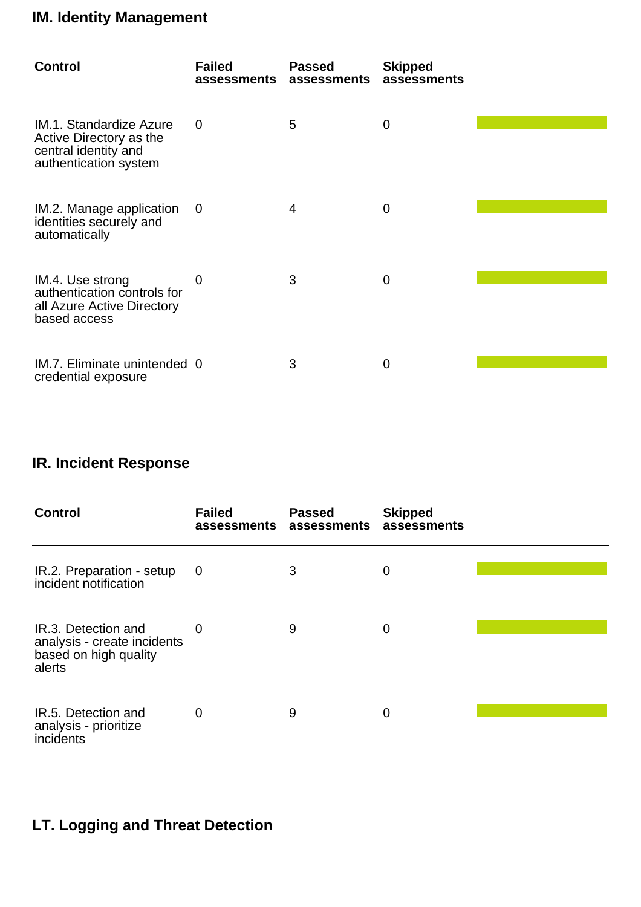## IM. Identity Management

| Control | Failed assessments | Passed assessments | Skipped assessments | |
|---|---|---|---|---|
| IM.1. Standardize Azure Active Directory as the central identity and authentication system | 0 | 5 | 0 | |
| IM.2. Manage application identities securely and automatically | 0 | 4 | 0 | |
| IM.4. Use strong authentication controls for all Azure Active Directory based access | 0 | 3 | 0 | |
| IM.7. Eliminate unintended credential exposure | 0 | 3 | 0 | |

## IR. Incident Response

| Control | Failed assessments | Passed assessments | Skipped assessments | |
|---|---|---|---|---|
| IR.2. Preparation - setup incident notification | 0 | 3 | 0 | |
| IR.3. Detection and analysis - create incidents based on high quality alerts | 0 | 9 | 0 | |
| IR.5. Detection and analysis - prioritize incidents | 0 | 9 | 0 | |

## LT. Logging and Threat Detection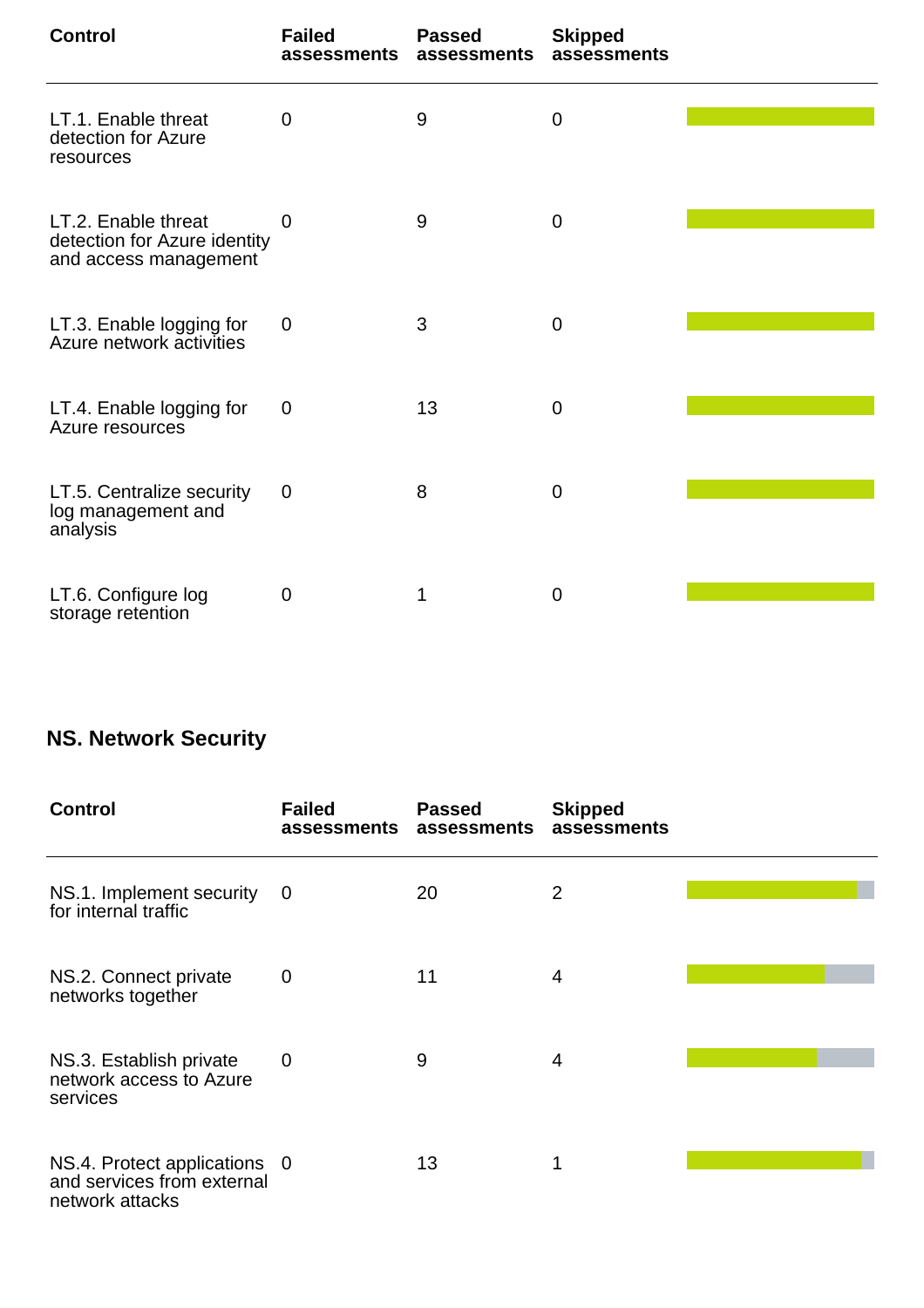| Control | Failed assessments | Passed assessments | Skipped assessments |
| --- | --- | --- | --- |
| LT.1. Enable threat detection for Azure resources | 0 | 9 | 0 |
| LT.2. Enable threat detection for Azure identity and access management | 0 | 9 | 0 |
| LT.3. Enable logging for Azure network activities | 0 | 3 | 0 |
| LT.4. Enable logging for Azure resources | 0 | 13 | 0 |
| LT.5. Centralize security log management and analysis | 0 | 8 | 0 |
| LT.6. Configure log storage retention | 0 | 1 | 0 |

## NS. Network Security

| Control | Failed assessments | Passed assessments | Skipped assessments |
| --- | --- | --- | --- |
| NS.1. Implement security for internal traffic | 0 | 20 | 2 |
| NS.2. Connect private networks together | 0 | 11 | 4 |
| NS.3. Establish private network access to Azure services | 0 | 9 | 4 |
| NS.4. Protect applications and services from external network attacks | 0 | 13 | 1 |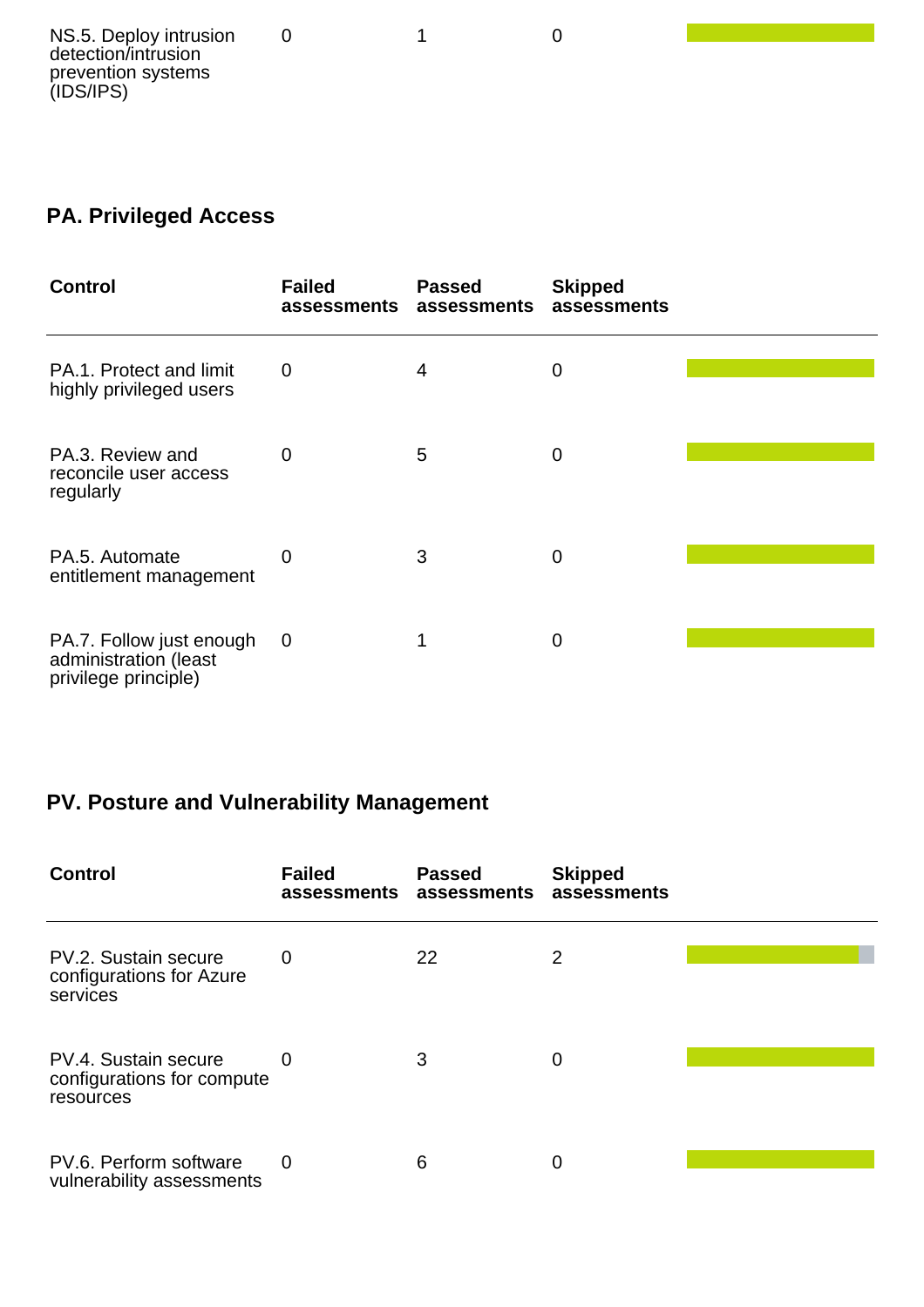| NS.5. Deploy intrusion detection/intrusion prevention systems (IDS/IPS) | 0 | 1 | 0 | |
|---|---|---|---|---|

## PA. Privileged Access

| Control | Failed assessments | Passed assessments | Skipped assessments | |
|---|---|---|---|---|
| PA.1. Protect and limit highly privileged users | 0 | 4 | 0 | |
| PA.3. Review and reconcile user access regularly | 0 | 5 | 0 | |
| PA.5. Automate entitlement management | 0 | 3 | 0 | |
| PA.7. Follow just enough administration (least privilege principle) | 0 | 1 | 0 | |

## PV. Posture and Vulnerability Management

| Control | Failed assessments | Passed assessments | Skipped assessments | |
|---|---|---|---|---|
| PV.2. Sustain secure configurations for Azure services | 0 | 22 | 2 | |
| PV.4. Sustain secure configurations for compute resources | 0 | 3 | 0 | |
| PV.6. Perform software vulnerability assessments | 0 | 6 | 0 | |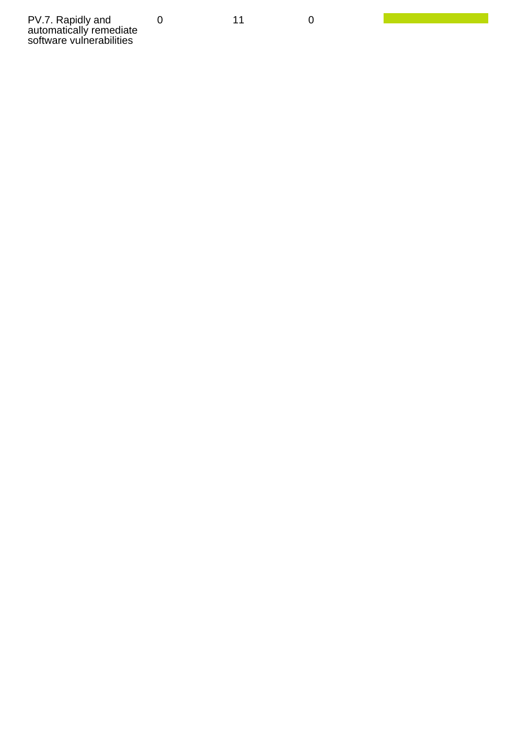| | | | | |
|---|---|---|---|---|
| PV.7. Rapidly and automatically remediate software vulnerabilities | 0 | 11 | 0 | |